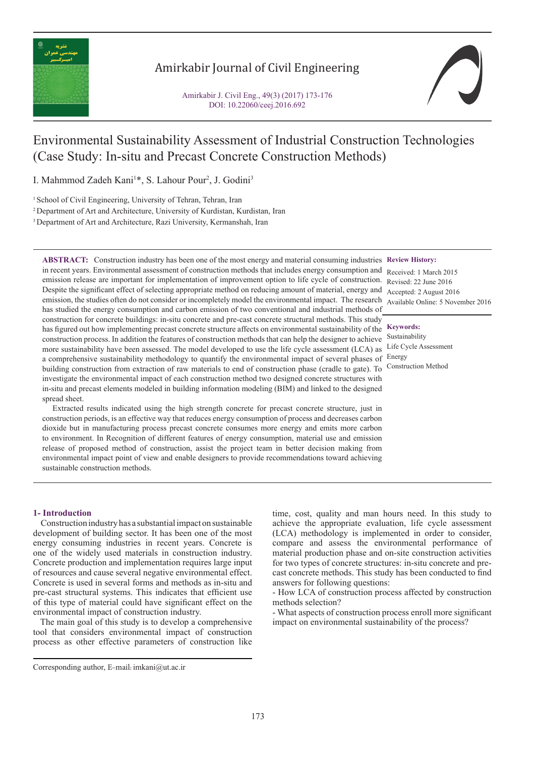# Environmental Sustainability Assessment of Industrial Construction Technologies (Case Study: In-situ and Precast Concrete Construction Methods)

I. Mahmmod Zadeh Kani[1]*, S. Lahour Pour[2], J. Godini[3]

[1] School of Civil Engineering, University of Tehran, Tehran, Iran

[2] Department of Art and Architecture, University of Kurdistan, Kurdistan, Iran

[3] Department of Art and Architecture, Razi University, Kermanshah, Iran

**ABSTRACT:** Construction industry has been one of the most energy and material consuming industries in recent years. Environmental assessment of construction methods that includes energy consumption and emission release are important for implementation of improvement option to life cycle of construction. Despite the significant effect of selecting appropriate method on reducing amount of material, energy and emission, the studies often do not consider or incompletely model the environmental impact. The research has studied the energy consumption and carbon emission of two conventional and industrial methods of construction for concrete buildings: in-situ concrete and pre-cast concrete structural methods. This study has figured out how implementing precast concrete structure affects on environmental sustainability of the construction process. In addition the features of construction methods that can help the designer to achieve more sustainability have been assessed. The model developed to use the life cycle assessment (LCA) as a comprehensive sustainability methodology to quantify the environmental impact of several phases of building construction from extraction of raw materials to end of construction phase (cradle to gate). To investigate the environmental impact of each construction method two designed concrete structures with in-situ and precast elements modeled in building information modeling (BIM) and linked to the designed spread sheet.

Extracted results indicated using the high strength concrete for precast concrete structure, just in construction periods, is an effective way that reduces energy consumption of process and decreases carbon dioxide but in manufacturing process precast concrete consumes more energy and emits more carbon to environment. In Recognition of different features of energy consumption, material use and emission release of proposed method of construction, assist the project team in better decision making from environmental impact point of view and enable designers to provide recommendations toward achieving sustainable construction methods.

**Review History:**

Received: 1 March 2015

Revised: 22 June 2016

Accepted: 2 August 2016

Available Online: 5 November 2016

**Keywords:**

Sustainability

Life Cycle Assessment

Energy

Construction Method

## 1- Introduction

Construction industry has a substantial impact on sustainable development of building sector. It has been one of the most energy consuming industries in recent years. Concrete is one of the widely used materials in construction industry. Concrete production and implementation requires large input of resources and cause several negative environmental effect. Concrete is used in several forms and methods as in-situ and pre-cast structural systems. This indicates that efficient use of this type of material could have significant effect on the environmental impact of construction industry.

The main goal of this study is to develop a comprehensive tool that considers environmental impact of construction process as other effective parameters of construction like time, cost, quality and man hours need. In this study to achieve the appropriate evaluation, life cycle assessment (LCA) methodology is implemented in order to consider, compare and assess the environmental performance of material production phase and on-site construction activities for two types of concrete structures: in-situ concrete and pre-cast concrete methods. This study has been conducted to find answers for following questions:

- How LCA of construction process affected by construction methods selection?
- What aspects of construction process enroll more significant impact on environmental sustainability of the process?

Corresponding author, E-mail: imkani@ut.ac.ir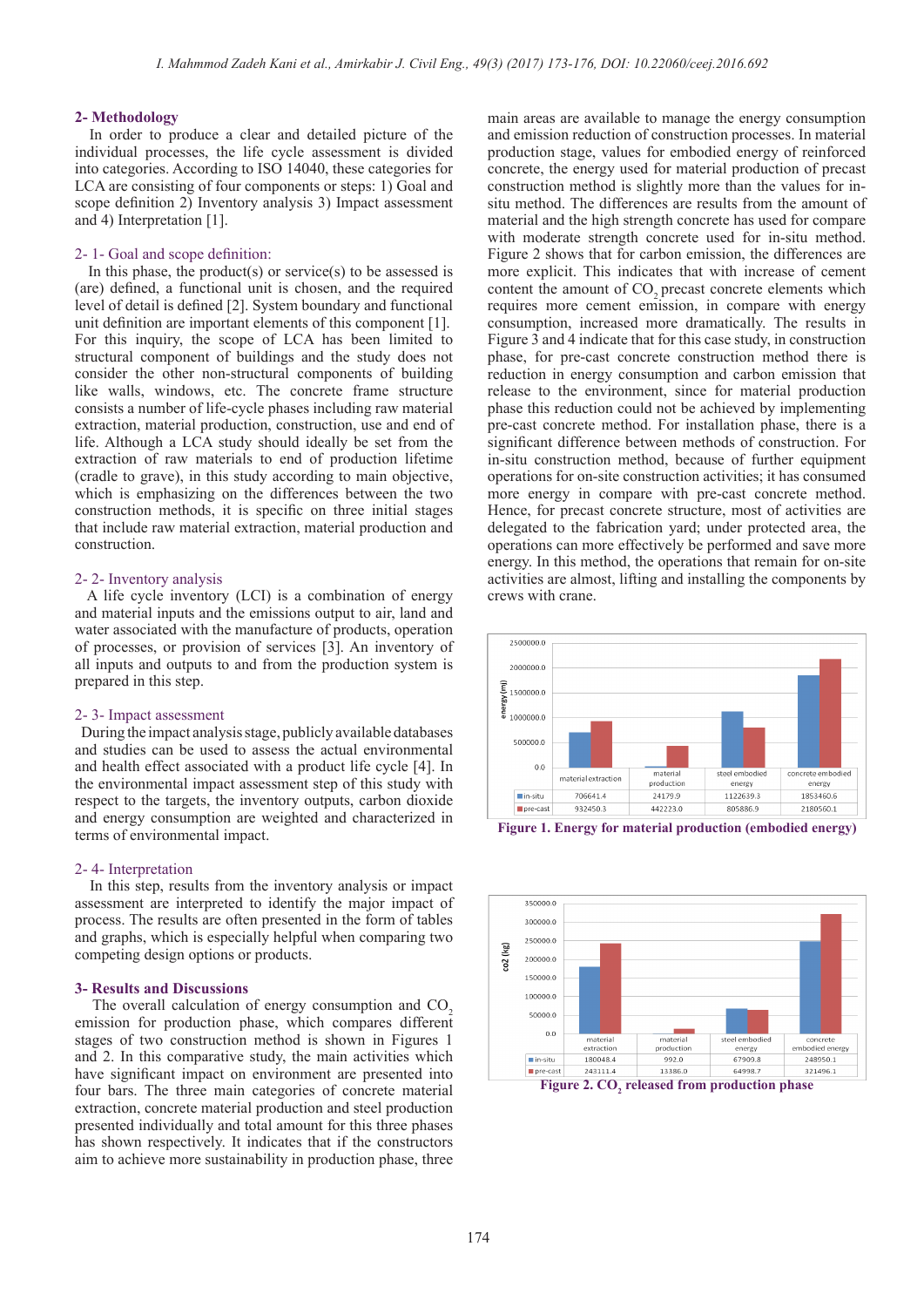## 2- Methodology

In order to produce a clear and detailed picture of the individual processes, the life cycle assessment is divided into categories. According to ISO 14040, these categories for LCA are consisting of four components or steps: 1) Goal and scope definition 2) Inventory analysis 3) Impact assessment and 4) Interpretation [1].

### 2- 1- Goal and scope definition:

In this phase, the product(s) or service(s) to be assessed is (are) defined, a functional unit is chosen, and the required level of detail is defined [2]. System boundary and functional unit definition are important elements of this component [1]. For this inquiry, the scope of LCA has been limited to structural component of buildings and the study does not consider the other non-structural components of building like walls, windows, etc. The concrete frame structure consists a number of life-cycle phases including raw material extraction, material production, construction, use and end of life. Although a LCA study should ideally be set from the extraction of raw materials to end of production lifetime (cradle to grave), in this study according to main objective, which is emphasizing on the differences between the two construction methods, it is specific on three initial stages that include raw material extraction, material production and construction.

### 2- 2- Inventory analysis

A life cycle inventory (LCI) is a combination of energy and material inputs and the emissions output to air, land and water associated with the manufacture of products, operation of processes, or provision of services [3]. An inventory of all inputs and outputs to and from the production system is prepared in this step.

### 2- 3- Impact assessment

During the impact analysis stage, publicly available databases and studies can be used to assess the actual environmental and health effect associated with a product life cycle [4]. In the environmental impact assessment step of this study with respect to the targets, the inventory outputs, carbon dioxide and energy consumption are weighted and characterized in terms of environmental impact.

### 2- 4- Interpretation

In this step, results from the inventory analysis or impact assessment are interpreted to identify the major impact of process. The results are often presented in the form of tables and graphs, which is especially helpful when comparing two competing design options or products.

## 3- Results and Discussions

The overall calculation of energy consumption and $CO_2$ emission for production phase, which compares different stages of two construction method is shown in Figures 1 and 2. In this comparative study, the main activities which have significant impact on environment are presented into four bars. The three main categories of concrete material extraction, concrete material production and steel production presented individually and total amount for this three phases has shown respectively. It indicates that if the constructors aim to achieve more sustainability in production phase, three main areas are available to manage the energy consumption and emission reduction of construction processes. In material production stage, values for embodied energy of reinforced concrete, the energy used for material production of precast construction method is slightly more than the values for in-situ method. The differences are results from the amount of material and the high strength concrete has used for compare with moderate strength concrete used for in-situ method. Figure 2 shows that for carbon emission, the differences are more explicit. This indicates that with increase of cement content the amount of $CO_2$ precast concrete elements which requires more cement emission, in compare with energy consumption, increased more dramatically. The results in Figure 3 and 4 indicate that for this case study, in construction phase, for pre-cast concrete construction method there is reduction in energy consumption and carbon emission that release to the environment, since for material production phase this reduction could not be achieved by implementing pre-cast concrete method. For installation phase, there is a significant difference between methods of construction. For in-situ construction method, because of further equipment operations for on-site construction activities; it has consumed more energy in compare with pre-cast concrete method. Hence, for precast concrete structure, most of activities are delegated to the fabrication yard; under protected area, the operations can more effectively be performed and save more energy. In this method, the operations that remain for on-site activities are almost, lifting and installing the components by crews with crane.

| energy (mj) | material extraction | material production | steel embodied energy | concrete embodied energy |
|---|---|---|---|---|
| in-situ | 706641.4 | 24179.9 | 1122639.3 | 1853460.6 |
| pre-cast | 932450.3 | 442223.0 | 805886.9 | 2180560.1 |

**Figure 1. Energy for material production (embodied energy)**

| co2 (kg) | material extraction | material production | steel embodied energy | concrete embodied energy |
|---|---|---|---|---|
| in-situ | 180048.4 | 992.0 | 67909.8 | 248950.1 |
| pre-cast | 243111.4 | 13386.0 | 64998.7 | 321496.1 |

**Figure 2. $CO_2$ released from production phase**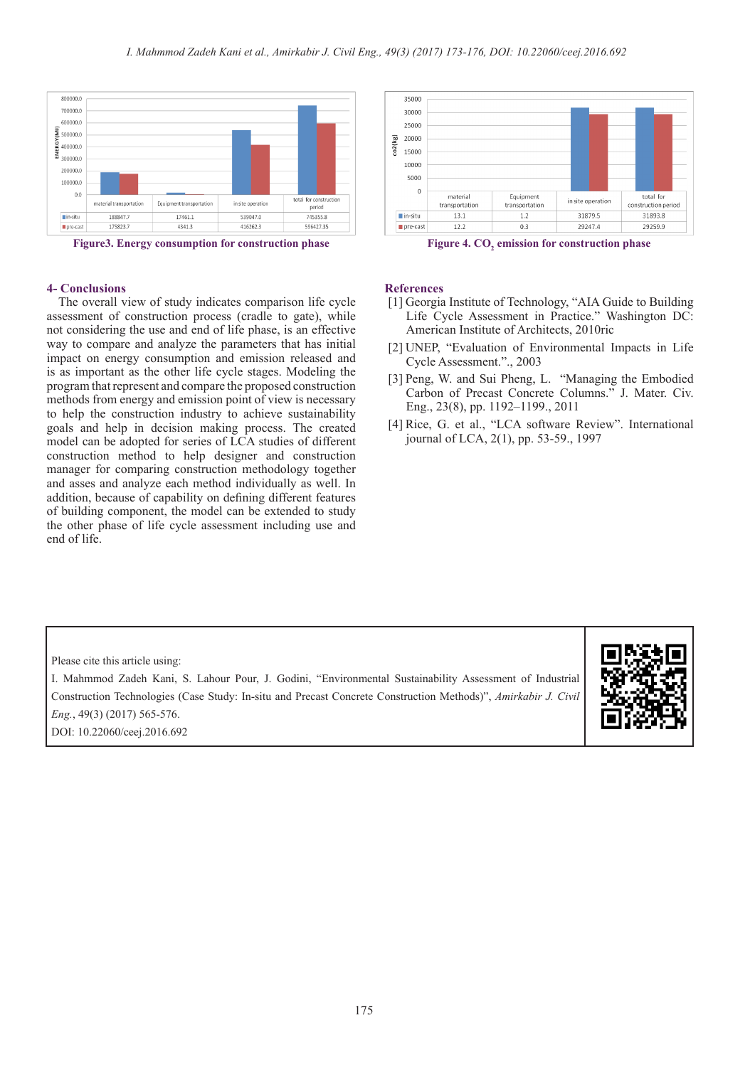800000.0
700000.0
600000.0
500000.0
400000.0
300000.0
200000.0
100000.0
0.0

ENERGY(MJ)

material transportation | Equipment transportation | in site operation | total for construction period

in-situ: 188847.7 | 17461.1 | 539047.0 | 745355.8

pre-cast: 175823.7 | 4341.3 | 416262.3 | 596427.35

**Figure3. Energy consumption for construction phase**

35000
30000
25000
20000
15000
10000
5000
0

co2(kg)

material transportation | Equipment transportation | in site operation | total for construction period

in-situ: 13.1 | 1.2 | 31879.5 | 31893.8

pre-cast: 12.2 | 0.3 | 29247.4 | 29259.9

**Figure 4. $CO_2$ emission for construction phase**

## 4- Conclusions

The overall view of study indicates comparison life cycle assessment of construction process (cradle to gate), while not considering the use and end of life phase, is an effective way to compare and analyze the parameters that has initial impact on energy consumption and emission released and is as important as the other life cycle stages. Modeling the program that represent and compare the proposed construction methods from energy and emission point of view is necessary to help the construction industry to achieve sustainability goals and help in decision making process. The created model can be adopted for series of LCA studies of different construction method to help designer and construction manager for comparing construction methodology together and asses and analyze each method individually as well. In addition, because of capability on defining different features of building component, the model can be extended to study the other phase of life cycle assessment including use and end of life.

## References

[1] Georgia Institute of Technology, “AIA Guide to Building Life Cycle Assessment in Practice.” Washington DC: American Institute of Architects, 2010ric

[2] UNEP, “Evaluation of Environmental Impacts in Life Cycle Assessment.”., 2003

[3] Peng, W. and Sui Pheng, L. “Managing the Embodied Carbon of Precast Concrete Columns.” J. Mater. Civ. Eng., 23(8), pp. 1192–1199., 2011

[4] Rice, G. et al., “LCA software Review”. International journal of LCA, 2(1), pp. 53-59., 1997

Please cite this article using:

I. Mahmmod Zadeh Kani, S. Lahour Pour, J. Godini, “Environmental Sustainability Assessment of Industrial Construction Technologies (Case Study: In-situ and Precast Concrete Construction Methods)”, *Amirkabir J. Civil Eng.*, 49(3) (2017) 565-576.

DOI: 10.22060/ceej.2016.692